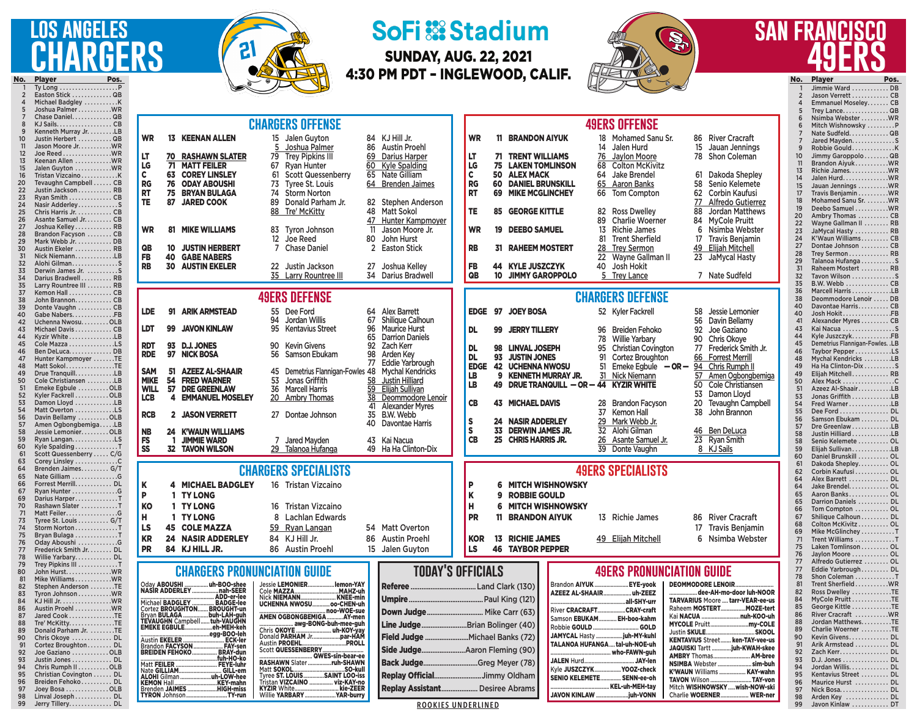# LOS ANGELES CHARGERS

# SoFi Stadium

## SUNDAY, AUG. 22, 2021
## 4:30 PM PDT - INGLEWOOD, CALIF.

# SAN FRANCISCO 49ERS

## Los Angeles Chargers Roster

| No. | Player | Pos. |
|---|---|---|
| 1 | Ty Long | P |
| 2 | Easton Stick | QB |
| 4 | Michael Badgley | K |
| 5 | Joshua Palmer | WR |
| 7 | Chase Daniel | QB |
| 8 | KJ Sails | CB |
| 9 | Kenneth Murray Jr. | LB |
| 10 | Justin Herbert | QB |
| 11 | Jason Moore Jr. | WR |
| 12 | Joe Reed | WR |
| 13 | Keenan Allen | WR |
| 15 | Jalen Guyton | WR |
| 16 | Tristan Vizcaino | K |
| 20 | Tevaughn Campbell | CB |
| 22 | Justin Jackson | RB |
| 23 | Ryan Smith | CB |
| 24 | Nasir Adderley | S |
| 25 | Chris Harris Jr. | CB |
| 26 | Asante Samuel Jr. | CB |
| 27 | Joshua Kelley | RB |
| 28 | Brandon Facyson | CB |
| 29 | Mark Webb Jr. | DB |
| 30 | Austin Ekeler | RB |
| 31 | Nick Niemann | LB |
| 32 | Alohi Gilman | S |
| 33 | Derwin James Jr. | S |
| 34 | Darius Bradwell | RB |
| 35 | Larry Rountree III | RB |
| 37 | Kemon Hall | CB |
| 38 | John Brannon | CB |
| 39 | Donte Vaughn | CB |
| 40 | Gabe Nabers | FB |
| 42 | Uchenna Nwosu | OLB |
| 43 | Michael Davis | CB |
| 44 | Kyzir White | LB |
| 45 | Cole Mazza | LS |
| 46 | Ben DeLuca | DB |
| 47 | Hunter Kampmoyer | TE |
| 48 | Matt Sokol | TE |
| 49 | Drue Tranquill | LB |
| 50 | Cole Christiansen | LB |
| 51 | Emeke Egbule | OLB |
| 52 | Kyler Fackrell | OLB |
| 53 | Damon Lloyd | LB |
| 54 | Matt Overton | LS |
| 56 | Davin Bellamy | OLB |
| 57 | Amen Ogbongbemiga | LB |
| 58 | Jessie Lemonier | OLB |
| 59 | Ryan Langan | LS |
| 60 | Kyle Spalding | T |
| 61 | Scott Quessenberry | C/G |
| 63 | Corey Linsley | C |
| 64 | Brenden Jaimes | G/T |
| 65 | Nate Gilliam | G |
| 66 | Forrest Merrill | DL |
| 67 | Ryan Hunter | G |
| 69 | Darius Harper | T |
| 70 | Rashawn Slater | T |
| 71 | Matt Feiler | G |
| 73 | Tyree St. Louis | G/T |
| 74 | Storm Norton | T |
| 75 | Bryan Bulaga | T |
| 76 | Oday Aboushi | G |
| 77 | Frederick Smith Jr. | DL |
| 78 | Willie Yarbary | DL |
| 79 | Trey Pipkins III | T |
| 80 | John Hurst | WR |
| 81 | Mike Williams | WR |
| 82 | Stephen Anderson | TE |
| 83 | Tyron Johnson | WR |
| 84 | KJ Hill Jr. | WR |
| 86 | Austin Proehl | WR |
| 87 | Jared Cook | TE |
| 88 | Tre' McKitty | TE |
| 89 | Donald Parham Jr. | TE |
| 90 | Chris Okoye | DL |
| 91 | Cortez Broughton | DL |
| 92 | Joe Gaziano | OLB |
| 93 | Justin Jones | DL |
| 94 | Chris Rumph II | OLB |
| 95 | Christian Covington | DL |
| 96 | Breiden Fehoko | DL |
| 97 | Joey Bosa | OLB |
| 98 | Linval Joseph | DL |
| 99 | Jerry Tillery | DL |

## San Francisco 49ers Roster

| No. | Player | Pos. |
|---|---|---|
| 1 | Jimmie Ward | DB |
| 2 | Jason Verrett | CB |
| 4 | Emmanuel Moseley | CB |
| 5 | Trey Lance | QB |
| 6 | Nsimba Webster | WR |
| 6 | Mitch Wishnowsky | P |
| 7 | Nate Sudfeld | QB |
| 8 | Jared Mayden | S |
| 9 | Robbie Gould | K |
| 10 | Jimmy Garoppolo | QB |
| 11 | Brandon Aiyuk | WR |
| 13 | Richie James | WR |
| 14 | Jalen Hurd | WR |
| 15 | Jauan Jennings | WR |
| 17 | Travis Benjamin | WR |
| 18 | Mohamed Sanu Sr. | WR |
| 19 | Deebo Samuel | WR |
| 20 | Ambry Thomas | CB |
| 22 | Wayne Gallman II | RB |
| 23 | JaMycal Hasty | RB |
| 24 | K'Waun Williams | CB |
| 27 | Dontae Johnson | CB |
| 28 | Trey Sermon | RB |
| 29 | Talanoa Hufanga | S |
| 31 | Raheem Mostert | RB |
| 32 | Tavon Wilson | S |
| 35 | B.W. Webb | CB |
| 36 | Marcell Harris | LB |
| 38 | Deommodore Lenoir | DB |
| 40 | Davontae Harris | CB |
| 40 | Josh Hokit | FB |
| 41 | Alexander Myres | CB |
| 43 | Kai Nacua | S |
| 44 | Kyle Juszczyk | FB |
| 45 | Demetrius Flannigan-Fowles | LB |
| 46 | Taybor Pepper | LS |
| 48 | Mychal Kendricks | LB |
| 49 | Ha Ha Clinton-Dix | S |
| 49 | Elijah Mitchell | RB |
| 50 | Alex Mack | C |
| 51 | Azeez Al-Shaair | LB |
| 53 | Jonas Griffith | LB |
| 54 | Fred Warner | LB |
| 55 | Dee Ford | DL |
| 56 | Samson Ebukam | DL |
| 57 | Dre Greenlaw | LB |
| 58 | Justin Hilliard | LB |
| 58 | Senio Kelemete | OL |
| 59 | Elijah Sullivan | LB |
| 60 | Daniel Brunskill | OL |
| 61 | Dakoda Shepley | OL |
| 62 | Corbin Kaufusi | DL |
| 64 | Alex Barrett | DL |
| 64 | Jake Brendel | OL |
| 65 | Aaron Banks | OL |
| 65 | Darrion Daniels | DL |
| 66 | Tom Compton | OL |
| 67 | Shilique Calhoun | DL |
| 68 | Colton McKivitz | OL |
| 69 | Mike McGlinchey | T |
| 71 | Trent Williams | T |
| 75 | Laken Tomlinson | OL |
| 76 | Jaylon Moore | OL |
| 77 | Alfredo Gutierrez | OL |
| 77 | Eddie Yarbrough | DL |
| 78 | Shon Coleman | T |
| 81 | Trent Sherfield | WR |
| 82 | Ross Dwelley | TE |
| 84 | MyCole Pruitt | TE |
| 85 | George Kittle | TE |
| 86 | River Cracraft | WR |
| 88 | Jordan Matthews | TE |
| 89 | Charlie Woerner | TE |
| 90 | Kevin Givens | DL |
| 91 | Arik Armstead | DL |
| 92 | Zach Kerr | DL |
| 93 | D.J. Jones | DL |
| 94 | Jordan Willis | DL |
| 95 | Kentavius Street | DL |
| 96 | Maurice Hurst | DL |
| 97 | Nick Bosa | DL |
| 98 | Arden Key | DL |
| 99 | Javon Kinlaw | DT |

## CHARGERS OFFENSE

| Pos. | Starter | Second | Third |
|---|---|---|---|
| WR | 13 KEENAN ALLEN | 15 Jalen Guyton; 5 <u>Joshua Palmer</u> | 84 KJ Hill Jr.; 86 Austin Proehl |
| LT | 70 <u>RASHAWN SLATER</u> | 79 Trey Pipkins III | 69 <u>Darius Harper</u> |
| LG | 71 MATT FEILER | 67 Ryan Hunter | 60 <u>Kyle Spalding</u> |
| C | 63 COREY LINSLEY | 61 Scott Quessenberry | 65 Nate Gilliam |
| RG | 76 ODAY ABOUSHI | 73 Tyree St. Louis | 64 <u>Brenden Jaimes</u> |
| RT | 75 BRYAN BULAGA | 74 Storm Norton | |
| TE | 87 JARED COOK | 89 Donald Parham Jr.; 88 <u>Tre' McKitty</u> | 82 Stephen Anderson; 48 Matt Sokol; 47 <u>Hunter Kampmoyer</u> |
| WR | 81 MIKE WILLIAMS | 83 Tyron Johnson; 12 Joe Reed | 11 Jason Moore Jr.; 80 John Hurst |
| QB | 10 JUSTIN HERBERT | 7 Chase Daniel | 2 Easton Stick |
| FB | 40 GABE NABERS | | |
| RB | 30 AUSTIN EKELER | 22 Justin Jackson; 35 <u>Larry Rountree III</u> | 27 Joshua Kelley; 34 Darius Bradwell |

## 49ERS OFFENSE

| Pos. | Starter | Second | Third |
|---|---|---|---|
| WR | 11 BRANDON AIYUK | 18 Mohamed Sanu Sr.; 14 Jalen Hurd | 86 River Cracraft; 15 Jauan Jennings |
| LT | 71 TRENT WILLIAMS | 76 <u>Jaylon Moore</u> | 78 Shon Coleman |
| LG | 75 LAKEN TOMLINSON | 68 Colton McKivitz | |
| C | 50 ALEX MACK | 64 Jake Brendel | 61 Dakoda Shepley |
| RG | 60 DANIEL BRUNSKILL | 65 <u>Aaron Banks</u> | 58 Senio Kelemete |
| RT | 69 MIKE MCGLINCHEY | 66 Tom Compton | 62 Corbin Kaufusi; 77 <u>Alfredo Gutierrez</u> |
| TE | 85 GEORGE KITTLE | 82 Ross Dwelley; 89 Charlie Woerner | 88 Jordan Matthews; 84 MyCole Pruitt |
| WR | 19 DEEBO SAMUEL | 13 Richie James; 81 Trent Sherfield | 6 Nsimba Webster; 17 Travis Benjamin |
| RB | 31 RAHEEM MOSTERT | 28 <u>Trey Sermon</u>; 22 Wayne Gallman II | 49 <u>Elijah Mitchell</u>; 23 JaMycal Hasty |
| FB | 44 KYLE JUSZCZYK | 40 Josh Hokit | |
| QB | 10 JIMMY GAROPPOLO | 5 <u>Trey Lance</u> | 7 Nate Sudfeld |

## 49ERS DEFENSE

| Pos. | Starter | Second | Third |
|---|---|---|---|
| LDE | 91 ARIK ARMSTEAD | 55 Dee Ford; 94 Jordan Willis | 64 Alex Barrett; 67 Shilique Calhoun |
| LDT | 99 JAVON KINLAW | 95 Kentavius Street | 96 Maurice Hurst; 65 Darrion Daniels |
| RDT | 93 D.J. JONES | 90 Kevin Givens | 92 Zach Kerr |
| RDE | 97 NICK BOSA | 56 Samson Ebukam | 98 Arden Key; 77 Eddie Yarbrough |
| SAM | 51 AZEEZ AL-SHAAIR | 45 Demetrius Flannigan-Fowles | 48 Mychal Kendricks |
| MIKE | 54 FRED WARNER | 53 Jonas Griffith | 58 <u>Justin Hilliard</u> |
| WILL | 57 DRE GREENLAW | 36 Marcell Harris | 59 <u>Elijah Sullivan</u> |
| LCB | 4 EMMANUEL MOSELEY | 20 <u>Ambry Thomas</u> | 38 <u>Deommodore Lenoir</u>; 41 Alexander Myres |
| RCB | 2 JASON VERRETT | 27 Dontae Johnson | 35 B.W. Webb; 40 Davontae Harris |
| NB | 24 K'WAUN WILLIAMS | | |
| FS | 1 JIMMIE WARD | 7 Jared Mayden | 43 Kai Nacua |
| SS | 32 TAVON WILSON | 29 <u>Talanoa Hufanga</u> | 49 Ha Ha Clinton-Dix |

## CHARGERS DEFENSE

| Pos. | Starter | Second | Third |
|---|---|---|---|
| EDGE | 97 JOEY BOSA | 52 Kyler Fackrell | 58 Jessie Lemonier; 56 Davin Bellamy |
| DL | 99 JERRY TILLERY | 96 Breiden Fehoko; 78 Willie Yarbary | 92 Joe Gaziano; 90 Chris Okoye |
| DL | 98 LINVAL JOSEPH | 95 Christian Covington | 77 Frederick Smith Jr. |
| DL | 93 JUSTIN JONES | 91 Cortez Broughton | 66 <u>Forrest Merrill</u> |
| EDGE | 42 UCHENNA NWOSU | 51 Emeke Egbule — OR — | 94 <u>Chris Rumph II</u> |
| LB | 9 KENNETH MURRAY JR. | 31 <u>Nick Niemann</u> | 57 <u>Amen Ogbongbemiga</u> |
| LB | 49 DRUE TRANQUILL — OR — 44 KYZIR WHITE | | 50 Cole Christiansen; 53 Damon Lloyd |
| CB | 43 MICHAEL DAVIS | 28 Brandon Facyson; 37 Kemon Hall | 20 Tevaughn Campbell; 38 John Brannon |
| S | 24 NASIR ADDERLEY | 29 <u>Mark Webb Jr.</u> | |
| S | 33 DERWIN JAMES JR. | 32 Alohi Gilman | 46 <u>Ben DeLuca</u> |
| CB | 25 CHRIS HARRIS JR. | 26 <u>Asante Samuel Jr.</u>; 39 Donte Vaughn | 23 Ryan Smith; 8 <u>KJ Sails</u> |

## CHARGERS SPECIALISTS

| Pos. | Starter | Second | Third |
|---|---|---|---|
| K | 4 MICHAEL BADGLEY | 16 Tristan Vizcaino | |
| P | 1 TY LONG | | |
| KO | 1 TY LONG | 16 Tristan Vizcaino | |
| H | 1 TY LONG | 8 Lachlan Edwards | |
| LS | 45 COLE MAZZA | 59 <u>Ryan Langan</u> | 54 Matt Overton |
| KR | 24 NASIR ADDERLEY | 84 KJ Hill Jr. | 86 Austin Proehl |
| PR | 84 KJ HILL JR. | 86 Austin Proehl | 15 Jalen Guyton |

## 49ERS SPECIALISTS

| Pos. | Starter | Second | Third |
|---|---|---|---|
| P | 6 MITCH WISHNOWSKY | | |
| K | 9 ROBBIE GOULD | | |
| H | 6 MITCH WISHNOWSKY | | |
| PR | 11 BRANDON AIYUK | 13 Richie James | 86 River Cracraft; 17 Travis Benjamin |
| KOR | 13 RICHIE JAMES | 49 <u>Elijah Mitchell</u> | 6 Nsimba Webster |
| LS | 46 TAYBOR PEPPER | | |

## CHARGERS PRONUNCIATION GUIDE

- Oday **ABOUSHI** ... uh-BOO-shee
- **NASIR ADDERLEY** ... nah-SEER ADD-er-lee
- Michael **BADGLEY** ... BADGE-lee
- Cortez **BROUGHTON** ... BROUGHT-un
- Bryan **BULAGA** ... buh-LAH-guh
- **TEVAUGHN** Campbell ... tuh-VAUGHN
- **EMEKE EGBULE** ... eh-MEH-keh egg-BOO-leh
- Austin **EKELER** ... ECK-ler
- Brandon **FACYSON** ... FAY-sen
- **BREIDEN FEHOKO** ... BRAY-dun fuh-HO-ko
- Matt **FEILER** ... FEYE-luhr
- Nate **GILLIAM** ... GILL-em
- **ALOHI** Gilman ... uh-LOW-hee
- **KEMON** Hall ... KEY-mahn
- Brenden **JAIMES** ... HIGH-miss
- **TYRON** Johnson ... TY-run
- Jessie **LEMONIER** ... lemon-YAY
- Cole **MAZZA** ... MAHZ-uh
- Nick **NIEMANN** ... KNEE-min
- **UCHENNA NWOSU** ... oo-CHEN-uh noo-WOE-sue
- **AMEN OGBONGBEMIGA** ... AY-men awg-BONG-buh-mee-guh
- Chris **OKOYE** ... uh-KOY-yay
- Donald **PARHAM** Jr. ... par-HAM
- Austin **PROEHL** ... PROLL
- Scott **QUESSENBERRY** ... QWES-sin-bear-ee
- **RASHAWN** Slater ... ruh-SHAWN
- Matt **SOKOL** ... SO-kull
- Tyree **ST. LOUIS** ... SAINT LOO-iss
- Tristan **VIZCAINO** ... viz-KAY-no
- **KYZIR** White ... kie-ZEER
- Willie **YARBARY** ... YAR-burry

## TODAY'S OFFICIALS

| Position | Official |
|---|---|
| Referee | Land Clark (130) |
| Umpire | Paul King (121) |
| Down Judge | Mike Carr (63) |
| Line Judge | Brian Bolinger (40) |
| Field Judge | Michael Banks (72) |
| Side Judge | Aaron Fleming (90) |
| Back Judge | Greg Meyer (78) |
| Replay Official | Jimmy Oldham |
| Replay Assistant | Desiree Abrams |

ROOKIES UNDERLINED

## 49ERS PRONUNCIATION GUIDE

- Brandon **AIYUK** ... EYE-yook
- **AZEEZ AL-SHAAIR** ... uh-ZEEZ all-SHY-urr
- River **CRACRAFT** ... CRAY-craft
- Samson **EBUKAM** ... EH-boo-kahm
- Robbie **GOULD** ... GOLD
- **JAMYCAL** Hasty ... juh-MY-kuhl
- **TALANOA HUFANGA** ... tal-uh-NOE-uh who-FAWN-guh
- **JALEN** Hurd ... JAY-len
- Kyle **JUSZCZYK** ... YOOZ-check
- **SENIO KELEMETE** ... SENN-ee-oh KEL-uh-MEH-tay
- **JAVON KINLAW** ... juh-VONN
- **DEOMMODORE LENOIR** ... dee-AH-mo-door luh-NOOR
- **TARVARIUS** Moore ... tarr-VEAR-ee-us
- Raheem **MOSTERT** ... MOZE-tert
- Kai **NACUA** ... nuh-KOO-uh
- **MYCOLE** Pruitt ... my-COLE
- Justin **SKULE** ... SKOOL
- **KENTAVIUS** Street ... ken-TAY-vee-us
- **JAQUISKI** Tartt ... juh-KWAH-skee
- **AMBRY** Thomas ... AM-bree
- **NSIMBA** Webster ... sim-buh
- **K'WAUN** Williams ... KAY-wahn
- **TAVON** Wilson ... TAY-von
- Mitch **WISHNOWSKY** ... wish-NOW-ski
- Charlie **WOERNER** ... WER-ner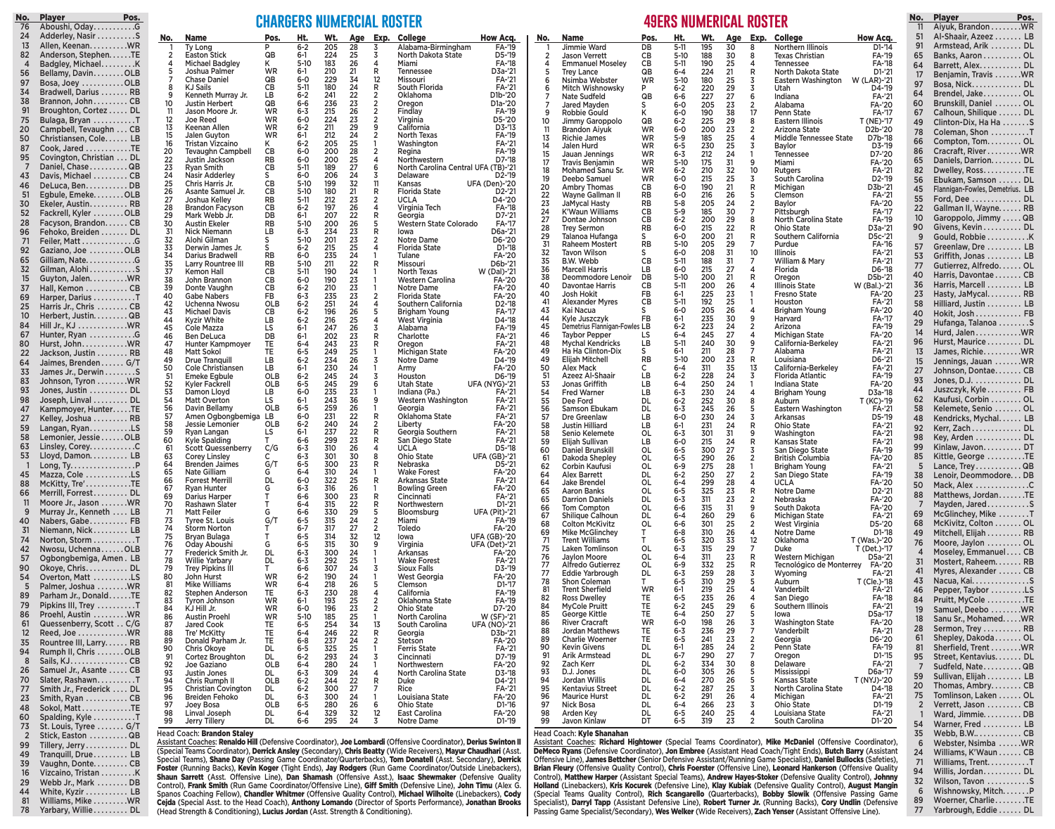| No. | Player | Pos. |
|---|---|---|
| 76 | Abboushi, Oday | G |
| 24 | Adderley, Nasir | S |
| 13 | Allen, Keenan | WR |
| 82 | Anderson, Stephen | TE |
| 4 | Badgley, Michael | K |
| 56 | Bellamy, Davin | OLB |
| 97 | Bosa, Joey | OLB |
| 34 | Bradwell, Darius | RB |
| 38 | Brannon, John | CB |
| 91 | Broughton, Cortez | DL |
| 75 | Bulaga, Bryan | T |
| 20 | Campbell, Tevaughn | CB |
| 50 | Christiansen, Cole | LB |
| 87 | Cook, Jared | TE |
| 95 | Covington, Christian | DL |
| 7 | Daniel, Chase | QB |
| 43 | Davis, Michael | CB |
| 46 | DeLuca, Ben | DB |
| 51 | Egbule, Emeke | OLB |
| 30 | Ekeler, Austin | RB |
| 52 | Fackrell, Kyler | OLB |
| 28 | Facyson, Brandon | CB |
| 96 | Fehoko, Breiden | DL |
| 71 | Feiler, Matt | G |
| 92 | Gaziano, Joe | OLB |
| 65 | Gilliam, Nate | G |
| 32 | Gilman, Alohi | S |
| 15 | Guyton, Jalen | WR |
| 37 | Hall, Kemon | CB |
| 69 | Harper, Darius | T |
| 25 | Harris Jr., Chris | CB |
| 10 | Herbert, Justin | QB |
| 84 | Hill Jr., KJ | WR |
| 67 | Hunter, Ryan | G |
| 80 | Hurst, John | WR |
| 22 | Jackson, Justin | RB |
| 64 | Jaimes, Brenden | G/T |
| 33 | James Jr., Derwin | S |
| 83 | Johnson, Tyron | WR |
| 93 | Jones, Justin | DL |
| 98 | Joseph, Linval | DL |
| 47 | Kampmoyer, Hunter | TE |
| 27 | Kelley, Joshua | RB |
| 59 | Langan, Ryan | LS |
| 58 | Lemonier, Jessie | OLB |
| 63 | Linsley, Corey | C |
| 53 | Lloyd, Damon | LB |
| 1 | Long, Ty | P |
| 45 | Mazza, Cole | LS |
| 88 | McKitty, Tre' | TE |
| 66 | Merrill, Forrest | DL |
| 11 | Moore Jr., Jason | WR |
| 9 | Murray Jr., Kenneth | LB |
| 40 | Nabers, Gabe | FB |
| 31 | Niemann, Nick | LB |
| 74 | Norton, Storm | T |
| 42 | Nwosu, Uchenna | OLB |
| 57 | Ogbongbemiga, Amen | LB |
| 90 | Okoye, Chris | DL |
| 54 | Overton, Matt | LS |
| 5 | Palmer, Joshua | WR |
| 89 | Parham Jr., Donald | TE |
| 79 | Pipkins III, Trey | T |
| 86 | Proehl, Austin | WR |
| 61 | Quessenberry, Scott | C/G |
| 12 | Reed, Joe | WR |
| 35 | Rountree III, Larry | RB |
| 94 | Rumph II, Chris | OLB |
| 8 | Sails, KJ | CB |
| 26 | Samuel Jr., Asante | CB |
| 70 | Slater, Rashawn | T |
| 77 | Smith Jr., Frederick | DL |
| 23 | Smith, Ryan | CB |
| 48 | Sokol, Matt | TE |
| 60 | Spalding, Kyle | T |
| 73 | St. Louis, Tyree | G/T |
| 2 | Stick, Easton | QB |
| 99 | Tillery, Jerry | DL |
| 49 | Tranquill, Drue | LB |
| 39 | Vaughn, Donte | CB |
| 16 | Vizcaino, Tristan | K |
| 29 | Webb Jr., Mark | DB |
| 44 | White, Kyzir | LB |
| 81 | Williams, Mike | WR |
| 78 | Yarbary, Willie | DL |

# CHARGERS NUMERICAL ROSTER

| No. | Name | Pos. | Ht. | Wt. | Age | Exp. | College | How Acq. |
|---|---|---|---|---|---|---|---|---|
| 1 | Ty Long | P | 6-2 | 205 | 28 | 3 | Alabama-Birmingham | FA-'19 |
| 2 | Easton Stick | QB | 6-1 | 224 | 25 | 3 | North Dakota State | D5-'19 |
| 4 | Michael Badgley | K | 5-10 | 183 | 26 | 4 | Miami | FA-'18 |
| 5 | Joshua Palmer | WR | 6-1 | 210 | 21 | R | Tennessee | D3a-'21 |
| 7 | Chase Daniel | QB | 6-0 | 229 | 34 | 12 | Missouri | FA-'21 |
| 8 | KJ Sails | CB | 5-11 | 180 | 24 | R | South Florida | FA-'21 |
| 9 | Kenneth Murray Jr. | LB | 6-2 | 241 | 22 | 2 | Oklahoma | D1b-'20 |
| 10 | Justin Herbert | QB | 6-6 | 236 | 23 | 2 | Oregon | D1a-'20 |
| 11 | Jason Moore Jr. | WR | 6-3 | 215 | 26 | 2 | Findlay | FA-'19 |
| 12 | Joe Reed | WR | 6-0 | 224 | 23 | 2 | Virginia | D5-'20 |
| 13 | Keenan Allen | WR | 6-2 | 211 | 29 | 9 | California | D3-'13 |
| 15 | Jalen Guyton | WR | 6-1 | 212 | 24 | 2 | North Texas | FA-'19 |
| 16 | Tristan Vizcaino | K | 6-2 | 205 | 25 | 1 | Washington | FA-'21 |
| 20 | Tevaughn Campbell | CB | 6-0 | 200 | 28 | 2 | Regina | FA-'19 |
| 22 | Justin Jackson | RB | 6-0 | 200 | 25 | 4 | Northwestern | D7-'18 |
| 23 | Ryan Smith | CB | 5-11 | 189 | 27 | 6 | North Carolina Central | UFA (TB)-'21 |
| 24 | Nasir Adderley | S | 6-0 | 206 | 24 | 3 | Delaware | D2-'19 |
| 25 | Chris Harris Jr. | CB | 5-10 | 199 | 32 | 11 | Kansas | UFA (Den)-'20 |
| 26 | Asante Samuel Jr. | CB | 5-10 | 180 | 21 | R | Florida State | D2-'21 |
| 27 | Joshua Kelley | RB | 5-11 | 212 | 23 | 2 | UCLA | D4-'20 |
| 28 | Brandon Facyson | CB | 6-2 | 197 | 26 | 4 | Virginia Tech | FA-'18 |
| 29 | Mark Webb Jr. | DB | 6-1 | 207 | 22 | R | Georgia | D7-'21 |
| 30 | Austin Ekeler | RB | 5-10 | 200 | 26 | 5 | Western State Colorado | FA-'17 |
| 31 | Nick Niemann | LB | 6-3 | 234 | 23 | R | Iowa | D6a-'21 |
| 32 | Alohi Gilman | S | 5-10 | 201 | 23 | 2 | Notre Dame | D6-'20 |
| 33 | Derwin James Jr. | S | 6-2 | 215 | 25 | 4 | Florida State | D1-'18 |
| 34 | Darius Bradwell | RB | 6-0 | 235 | 24 | 1 | Tulane | FA-'20 |
| 35 | Larry Rountree III | RB | 5-10 | 211 | 22 | R | Missouri | D6b-'21 |
| 37 | Kemon Hall | CB | 5-11 | 190 | 24 | 1 | North Texas | W (Dal)-'21 |
| 38 | John Brannon | CB | 6-0 | 190 | 23 | 1 | Western Carolina | FA-'20 |
| 39 | Donte Vaughn | CB | 6-2 | 210 | 23 | 1 | Notre Dame | FA-'20 |
| 40 | Gabe Nabers | FB | 6-3 | 235 | 23 | 2 | Florida State | FA-'20 |
| 42 | Uchenna Nwosu | OLB | 6-2 | 251 | 24 | 4 | Southern California | D2-'18 |
| 43 | Michael Davis | CB | 6-2 | 196 | 26 | 5 | Brigham Young | FA-'17 |
| 44 | Kyzir White | LB | 6-2 | 216 | 25 | 4 | West Virginia | D4-'18 |
| 45 | Cole Mazza | LS | 6-1 | 247 | 26 | 3 | Alabama | FA-'19 |
| 46 | Ben DeLuca | DB | 6-1 | 202 | 23 | R | Charlotte | FA-'21 |
| 47 | Hunter Kampmoyer | TE | 6-4 | 243 | 23 | R | Oregon | FA-'21 |
| 48 | Matt Sokol | TE | 6-5 | 249 | 25 | 1 | Michigan State | FA-'20 |
| 49 | Drue Tranquill | LB | 6-2 | 234 | 26 | 3 | Notre Dame | D4-'19 |
| 50 | Cole Christiansen | LB | 6-1 | 230 | 24 | 1 | Army | FA-'20 |
| 51 | Emeke Egbule | OLB | 6-2 | 245 | 24 | 3 | Houston | D6-'19 |
| 52 | Kyler Fackrell | OLB | 6-5 | 245 | 29 | 6 | Utah State | UFA (NYG)-'21 |
| 53 | Damon Lloyd | LB | 6-0 | 235 | 23 | 1 | Indiana (Pa.) | FA-'21 |
| 54 | Matt Overton | LS | 6-1 | 243 | 36 | 9 | Western Washington | FA-'21 |
| 56 | Davin Bellamy | OLB | 6-5 | 259 | 26 | 1 | Georgia | FA-'21 |
| 57 | Amen Ogbongbemiga | LB | 6-0 | 231 | 22 | R | Oklahoma State | FA-'21 |
| 58 | Jessie Lemonier | OLB | 6-2 | 240 | 24 | 2 | Liberty | FA-'20 |
| 59 | Ryan Langan | LS | 6-1 | 237 | 22 | R | Georgia Southern | FA-'21 |
| 60 | Kyle Spalding | T | 6-6 | 299 | 23 | R | San Diego State | FA-'21 |
| 61 | Scott Quessenberry | C/G | 6-3 | 310 | 26 | 4 | UCLA | D5-'18 |
| 63 | Corey Linsley | C | 6-3 | 301 | 30 | 8 | Ohio State | UFA (GB)-'21 |
| 64 | Brenden Jaimes | G/T | 6-5 | 300 | 23 | R | Nebraska | D5-'21 |
| 65 | Nate Gilliam | G | 6-4 | 310 | 24 | 1 | Wake Forest | FA-'20 |
| 66 | Forrest Merrill | DL | 6-0 | 322 | 25 | R | Arkansas State | FA-'21 |
| 67 | Ryan Hunter | G | 6-3 | 316 | 26 | 1 | Bowling Green | FA-'20 |
| 69 | Darius Harper | T | 6-6 | 300 | 23 | R | Cincinnati | FA-'21 |
| 70 | Rashawn Slater | T | 6-4 | 315 | 22 | R | Northwestern | D1-'21 |
| 71 | Matt Feiler | G | 6-6 | 330 | 29 | 5 | Bloomsburg | UFA (Pit)-'21 |
| 73 | Tyree St. Louis | G/T | 6-5 | 315 | 24 | 2 | Miami | FA-'19 |
| 74 | Storm Norton | T | 6-7 | 317 | 27 | 2 | Toledo | FA-'20 |
| 75 | Bryan Bulaga | T | 6-5 | 314 | 32 | 12 | Iowa | UFA (GB)-'20 |
| 76 | Oday Aboushi | G | 6-5 | 315 | 30 | 9 | Virginia | UFA (Det)-'21 |
| 77 | Frederick Smith Jr. | DL | 6-3 | 300 | 24 | 1 | Arkansas | FA-'20 |
| 78 | Willie Yarbary | DL | 6-3 | 292 | 25 | 1 | Wake Forest | FA-'21 |
| 79 | Trey Pipkins III | T | 6-6 | 307 | 24 | 3 | Sioux Falls | D3-'19 |
| 80 | John Hurst | WR | 6-2 | 190 | 24 | 1 | West Georgia | FA-'20 |
| 81 | Mike Williams | WR | 6-4 | 218 | 26 | 5 | Clemson | D1-'17 |
| 82 | Stephen Anderson | TE | 6-3 | 230 | 28 | 4 | California | FA-'21 |
| 83 | Tyron Johnson | WR | 6-1 | 193 | 25 | 2 | Oklahoma State | FA-'19 |
| 84 | KJ Hill Jr. | WR | 6-0 | 196 | 23 | 2 | Ohio State | D7-'20 |
| 86 | Austin Proehl | WR | 5-10 | 185 | 25 | 1 | North Carolina | W (SF)-'21 |
| 87 | Jared Cook | TE | 6-5 | 254 | 34 | 13 | South Carolina | UFA (NO)-'21 |
| 88 | Tre' McKitty | TE | 6-4 | 246 | 22 | R | Georgia | D3b-'21 |
| 89 | Donald Parham Jr. | TE | 6-8 | 237 | 24 | 2 | Stetson | FA-'20 |
| 90 | Chris Okoye | DL | 6-5 | 325 | 25 | 1 | Ferris State | FA-'21 |
| 91 | Cortez Broughton | DL | 6-2 | 293 | 24 | 3 | Cincinnati | D7-'19 |
| 92 | Joe Gaziano | OLB | 6-4 | 280 | 24 | 1 | Northwestern | FA-'20 |
| 93 | Justin Jones | DL | 6-3 | 309 | 24 | 4 | North Carolina State | D3-'18 |
| 94 | Chris Rumph II | OLB | 6-2 | 244 | 22 | R | Duke | D4-'21 |
| 95 | Christian Covington | DL | 6-2 | 300 | 27 | 7 | Rice | FA-'21 |
| 96 | Breiden Fehoko | DL | 6-3 | 300 | 24 | 1 | Louisiana State | FA-'20 |
| 97 | Joey Bosa | OLB | 6-5 | 280 | 26 | 6 | Ohio State | D1-'16 |
| 98 | Linval Joseph | DL | 6-4 | 329 | 32 | 12 | East Carolina | FA-'20 |
| 99 | Jerry Tillery | DL | 6-6 | 295 | 24 | 3 | Notre Dame | D1-'19 |

Head Coach: **Brandon Staley**

Assistant Coaches: **Renaldo Hill** (Defensive Coordinator), **Joe Lombardi** (Offensive Coordinator), **Derius Swinton II** (Special Teams Coordinator), **Derrick Ansley** (Secondary), **Chris Beatty** (Wide Receivers), **Mayur Chaudhari** (Asst. Special Teams), **Shane Day** (Passing Game Coordinator/Quarterbacks), **Tom Donatell** (Asst. Secondary), **Derrick Foster** (Running Backs), **Kevin Koger** (Tight Ends), **Jay Rodgers** (Run Game Coordinator/Outside Linebackers), **Shaun Sarrett** (Asst. Offensive Line), **Dan Shamash** (Offensive Asst.), **Isaac Shewmaker** (Defensive Quality Control), **Frank Smith** (Run Game Coordinator/Offensive Line), **Giff Smith** (Defensive Line), **John Timu** (Alex G. Spanos Coaching Fellow), **Chandler Whitmer** (Offensive Quality Control), **Michael Wilhoite** (Linebackers), **Cody Cejda** (Special Asst. to the Head Coach), **Anthony Lomando** (Director of Sports Performance), **Jonathan Brooks** (Head Strength & Conditioning), **Lucius Jordan** (Asst. Strength & Conditioning).

# 49ERS NUMERICAL ROSTER

| No. | Name | Pos. | Ht. | Wt. | Age | Exp. | College | How Acq. |
|---|---|---|---|---|---|---|---|---|
| 1 | Jimmie Ward | DB | 5-11 | 195 | 30 | 8 | Northern Illinois | D1-'14 |
| 2 | Jason Verrett | CB | 5-10 | 188 | 30 | 8 | Texas Christian | FA-'19 |
| 4 | Emmanuel Moseley | CB | 5-11 | 190 | 25 | 4 | Tennessee | FA-'18 |
| 5 | Trey Lance | QB | 6-4 | 224 | 21 | R | North Dakota State | D1-'21 |
| 6 | Nsimba Webster | WR | 5-10 | 180 | 25 | 3 | Eastern Washington | W (LAR)-'21 |
| 6 | Mitch Wishnowsky | P | 6-2 | 220 | 29 | 3 | Utah | D4-'19 |
| 7 | Nate Sudfeld | QB | 6-6 | 227 | 27 | 6 | Indiana | FA-'21 |
| 7 | Jared Mayden | S | 6-0 | 205 | 23 | 2 | Alabama | FA-'20 |
| 9 | Robbie Gould | K | 6-0 | 190 | 38 | 17 | Penn State | FA-'17 |
| 10 | Jimmy Garoppolo | QB | 6-2 | 225 | 29 | 8 | Eastern Illinois | T (NE)-'17 |
| 11 | Brandon Aiyuk | WR | 6-0 | 200 | 23 | 2 | Arizona State | D2b-'20 |
| 13 | Richie James | WR | 5-9 | 185 | 25 | 4 | Middle Tennessee State | D7b-'18 |
| 14 | Jalen Hurd | WR | 6-5 | 230 | 25 | 3 | Baylor | D3-'19 |
| 15 | Jauan Jennings | WR | 6-3 | 212 | 24 | 1 | Tennessee | D7-'20 |
| 17 | Travis Benjamin | WR | 5-10 | 175 | 31 | 9 | Miami | FA-'20 |
| 18 | Mohamed Sanu Sr. | WR | 6-2 | 210 | 32 | 10 | Rutgers | FA-'21 |
| 19 | Deebo Samuel | WR | 6-0 | 215 | 25 | 3 | South Carolina | D2-'19 |
| 20 | Ambry Thomas | CB | 6-0 | 190 | 21 | R | Michigan | D3b-'21 |
| 22 | Wayne Gallman II | RB | 6-0 | 216 | 26 | 5 | Clemson | FA-'21 |
| 23 | JaMycal Hasty | RB | 5-8 | 205 | 24 | 2 | Baylor | FA-'20 |
| 24 | K'Waun Williams | CB | 5-9 | 185 | 30 | 7 | Pittsburgh | FA-'17 |
| 27 | Dontae Johnson | CB | 6-2 | 200 | 29 | 8 | North Carolina State | FA-'19 |
| 28 | Trey Sermon | RB | 6-0 | 215 | 22 | R | Ohio State | D3a-'21 |
| 29 | Talanoa Hufanga | S | 6-0 | 200 | 21 | R | Southern California | D5c-'21 |
| 31 | Raheem Mostert | RB | 5-10 | 205 | 29 | 7 | Purdue | FA-'16 |
| 32 | Tavon Wilson | S | 6-0 | 208 | 31 | 10 | Illinois | FA-'21 |
| 35 | B.W. Webb | CB | 5-11 | 188 | 31 | 7 | William & Mary | FA-'21 |
| 36 | Marcell Harris | LB | 6-0 | 215 | 27 | 4 | Florida | D6-'18 |
| 38 | Deommodore Lenoir | DB | 5-10 | 200 | 21 | R | Oregon | D5b-'21 |
| 40 | Davontae Harris | CB | 5-11 | 200 | 26 | 4 | Illinois State | W (Bal.)-'21 |
| 40 | Josh Hokit | FB | 6-1 | 225 | 23 | 1 | Fresno State | FA-'20 |
| 41 | Alexander Myres | CB | 5-11 | 192 | 25 | 1 | Houston | FA-'21 |
| 43 | Kai Nacua | S | 6-0 | 205 | 26 | 4 | Brigham Young | FA-'20 |
| 44 | Kyle Juszczyk | FB | 6-1 | 235 | 30 | 9 | Harvard | FA-'17 |
| 45 | Demetrius Flannigan-Fowles | LB | 6-2 | 223 | 24 | 2 | Arizona | FA-'19 |
| 46 | Taybor Pepper | LS | 6-4 | 245 | 27 | 4 | Michigan State | FA-'20 |
| 48 | Mychal Kendricks | LB | 5-11 | 240 | 30 | 9 | California-Berkeley | FA-'21 |
| 49 | Ha Ha Clinton-Dix | S | 6-1 | 211 | 28 | 7 | Alabama | FA-'21 |
| 49 | Elijah Mitchell | RB | 5-10 | 200 | 23 | R | Louisiana | D6-'21 |
| 50 | Alex Mack | C | 6-4 | 311 | 35 | 13 | California-Berkeley | FA-'21 |
| 51 | Azeez Al-Shaair | LB | 6-2 | 228 | 24 | 3 | Florida Atlantic | FA-'19 |
| 53 | Jonas Griffith | LB | 6-4 | 250 | 24 | 1 | Indiana State | FA-'20 |
| 54 | Fred Warner | LB | 6-3 | 230 | 24 | 4 | Brigham Young | D3a-'18 |
| 55 | Dee Ford | DL | 6-2 | 252 | 30 | 8 | Auburn | T (KC)-'19 |
| 56 | Samson Ebukam | DL | 6-3 | 245 | 26 | 5 | Eastern Washington | FA-'21 |
| 57 | Dre Greenlaw | LB | 6-0 | 230 | 24 | 3 | Arkansas | D5-'19 |
| 58 | Justin Hilliard | LB | 6-1 | 231 | 24 | R | Ohio State | FA-'21 |
| 58 | Senio Kelemete | OL | 6-3 | 301 | 31 | 9 | Washington | FA-'21 |
| 59 | Elijah Sullivan | LB | 6-0 | 215 | 24 | R | Kansas State | FA-'21 |
| 60 | Daniel Brunskill | OL | 6-5 | 300 | 27 | 3 | San Diego State | FA-'19 |
| 61 | Dakoda Shepley | OL | 6-5 | 290 | 26 | 2 | British Columbia | FA-'20 |
| 62 | Corbin Kaufusi | OL | 6-9 | 275 | 28 | 1 | Brigham Young | FA-'21 |
| 64 | Alex Barrett | DL | 6-2 | 250 | 27 | 2 | San Diego State | FA-'19 |
| 64 | Jake Brendel | OL | 6-4 | 299 | 28 | 4 | UCLA | FA-'20 |
| 65 | Aaron Banks | OL | 6-5 | 325 | 23 | R | Notre Dame | D2-'21 |
| 65 | Darrion Daniels | DL | 6-3 | 311 | 23 | 2 | Nebraska | FA-'20 |
| 66 | Tom Compton | OL | 6-6 | 315 | 31 | 9 | South Dakota | FA-'20 |
| 67 | Shilique Calhoun | DL | 6-4 | 260 | 29 | 6 | Michigan State | FA-'21 |
| 68 | Colton McKivitz | OL | 6-6 | 301 | 25 | 2 | West Virginia | D5-'20 |
| 69 | Mike McGlinchey | T | 6-8 | 310 | 26 | 4 | Notre Dame | D1-'18 |
| 71 | Trent Williams | T | 6-5 | 320 | 33 | 12 | Oklahoma | T (Was.)-'20 |
| 75 | Laken Tomlinson | OL | 6-3 | 315 | 29 | 7 | Duke | T (Det.)-'17 |
| 76 | Jaylon Moore | OL | 6-4 | 311 | 23 | R | Western Michigan | D5a-'21 |
| 77 | Alfredo Gutierrez | OL | 6-9 | 332 | 25 | R | Tecnológico de Monterrey | FA-'20 |
| 77 | Eddie Yarbrough | DL | 6-3 | 259 | 28 | 3 | Wyoming | FA-'21 |
| 78 | Shon Coleman | T | 6-5 | 310 | 29 | 5 | Auburn | T (Cle.)-'18 |
| 81 | Trent Sherfield | WR | 6-1 | 219 | 25 | 4 | Vanderbilt | FA-'21 |
| 82 | Ross Dwelley | TE | 6-5 | 235 | 26 | 4 | San Diego | FA-'18 |
| 84 | MyCole Pruitt | TE | 6-2 | 245 | 29 | 6 | Southern Illinois | FA-'21 |
| 85 | George Kittle | TE | 6-4 | 250 | 27 | 5 | Iowa | D5a-'17 |
| 86 | River Cracraft | WR | 6-0 | 198 | 26 | 3 | Washington State | FA-'20 |
| 88 | Jordan Matthews | TE | 6-3 | 236 | 29 | 7 | Vanderbilt | FA-'21 |
| 89 | Charlie Woerner | TE | 6-5 | 241 | 23 | 2 | Georgia | D6-'20 |
| 90 | Kevin Givens | DL | 6-1 | 285 | 24 | 2 | Penn State | FA-'19 |
| 91 | Arik Armstead | DL | 6-7 | 290 | 27 | 7 | Oregon | D1-'15 |
| 92 | Zach Kerr | DL | 6-2 | 334 | 30 | 8 | Delaware | FA-'21 |
| 93 | D.J. Jones | DL | 6-0 | 305 | 26 | 5 | Mississippi | D6a-'17 |
| 94 | Jordan Willis | DL | 6-4 | 270 | 26 | 5 | Kansas State | T (NYJ)-'20 |
| 95 | Kentavius Street | DL | 6-2 | 287 | 25 | 3 | North Carolina State | D4-'18 |
| 96 | Maurice Hurst | DL | 6-2 | 291 | 26 | 4 | Michigan | FA-'21 |
| 97 | Nick Bosa | DL | 6-4 | 266 | 23 | 3 | Ohio State | D1-'19 |
| 98 | Arden Key | DL | 6-5 | 240 | 25 | 4 | Louisiana State | FA-'21 |
| 99 | Javon Kinlaw | DT | 6-5 | 319 | 23 | 2 | South Carolina | D1-'20 |

Head Coach: **Kyle Shanahan**

Assistant Coaches: **Richard Hightower** (Special Teams Coordinator), **Mike McDaniel** (Offensive Coordinator), **DeMeco Ryans** (Defensive Coordinator), **Jon Embree** (Assistant Head Coach/Tight Ends), **Butch Barry** (Assistant Offensive Line), **James Bettcher** (Senior Defensive Assistant/Running Game Specialist), **Daniel Bullocks** (Safeties), **Brian Fleury** (Offensive Quality Control), **Chris Foerster** (Offensive Line), **Leonard Hankerson** (Offensive Quality Control), **Matthew Harper** (Assistant Special Teams), **Andrew Hayes-Stoker** (Defensive Quality Control), **Johnny Holland** (Linebackers), **Kris Kocurek** (Defensive Line), **Klay Kubiak** (Defensive Quality Control), **August Mangin** (Special Teams Quality Control), **Rich Scangarello** (Quarterbacks), **Bobby Slowik** (Offensive Passing Game Specialist), **Darryl Tapp** (Assistant Defensive Line), **Robert Turner Jr.** (Running Backs), **Cory Undlin** (Defensive Passing Game Specialist/Secondary), **Wes Welker** (Wide Receivers), **Zach Yenser** (Assistant Offensive Line).

| No. | Player | Pos. |
|---|---|---|
| 11 | Aiyuk, Brandon | WR |
| 51 | Al-Shaair, Azeez | LB |
| 91 | Armstead, Arik | DL |
| 65 | Banks, Aaron | OL |
| 64 | Barrett, Alex | DL |
| 17 | Benjamin, Travis | WR |
| 97 | Bosa, Nick | DL |
| 64 | Brendel, Jake | OL |
| 60 | Brunskill, Daniel | OL |
| 67 | Calhoun, Shilique | DL |
| 49 | Clinton-Dix, Ha Ha | S |
| 78 | Coleman, Shon | T |
| 66 | Compton, Tom | OL |
| 86 | Cracraft, River | WR |
| 65 | Daniels, Darrion | DL |
| 82 | Dwelley, Ross | TE |
| 56 | Ebukam, Samson | DL |
| 45 | Flannigan-Fowles, Demetrius | LB |
| 55 | Ford, Dee | DL |
| 22 | Gallman II, Wayne | RB |
| 10 | Garoppolo, Jimmy | QB |
| 90 | Givens, Kevin | DL |
| 9 | Gould, Robbie | K |
| 57 | Greenlaw, Dre | LB |
| 53 | Griffith, Jonas | LB |
| 77 | Gutierrez, Alfredo | OL |
| 40 | Harris, Davontae | CB |
| 36 | Harris, Marcell | LB |
| 23 | Hasty, JaMycal | RB |
| 58 | Hilliard, Justin | LB |
| 40 | Hokit, Josh | FB |
| 29 | Hufanga, Talanoa | S |
| 14 | Hurd, Jalen | WR |
| 96 | Hurst, Maurice | DL |
| 13 | James, Richie | WR |
| 15 | Jennings, Jauan | WR |
| 27 | Johnson, Dontae | CB |
| 93 | Jones, D.J. | DL |
| 44 | Juszczyk, Kyle | FB |
| 62 | Kaufusi, Corbin | OL |
| 58 | Kelemete, Senio | OL |
| 48 | Kendricks, Mychal | LB |
| 92 | Kerr, Zach | DL |
| 98 | Key, Arden | DL |
| 99 | Kinlaw, Javon | DT |
| 85 | Kittle, George | TE |
| 5 | Lance, Trey | QB |
| 38 | Lenoir, Deommodore | DB |
| 50 | Mack, Alex | C |
| 88 | Matthews, Jordan | TE |
| 7 | Mayden, Jared | S |
| 69 | McGlinchey, Mike | T |
| 68 | McKivitz, Colton | OL |
| 49 | Mitchell, Elijah | RB |
| 76 | Moore, Jaylon | OL |
| 4 | Moseley, Emmanuel | CB |
| 31 | Mostert, Raheem | RB |
| 41 | Myres, Alexander | CB |
| 43 | Nacua, Kai | S |
| 46 | Pepper, Taybor | LS |
| 84 | Pruitt, MyCole | TE |
| 19 | Samuel, Deebo | WR |
| 18 | Sanu Sr., Mohamed | WR |
| 28 | Sermon, Trey | RB |
| 61 | Shepley, Dakoda | OL |
| 81 | Sherfield, Trent | WR |
| 95 | Street, Kentavius | DL |
| 7 | Sudfeld, Nate | QB |
| 59 | Sullivan, Elijah | LB |
| 20 | Thomas, Ambry | CB |
| 75 | Tomlinson, Laken | OL |
| 2 | Verrett, Jason | CB |
| 1 | Ward, Jimmie | DB |
| 54 | Warner, Fred | LB |
| 35 | Webb, B.W. | CB |
| 6 | Webster, Nsimba | WR |
| 24 | Williams, K'Waun | CB |
| 71 | Williams, Trent | T |
| 94 | Willis, Jordan | DL |
| 32 | Wilson, Tavon | S |
| 6 | Wishnowsky, Mitch | P |
| 89 | Woerner, Charlie | TE |
| 77 | Yarbrough, Eddie | DL |